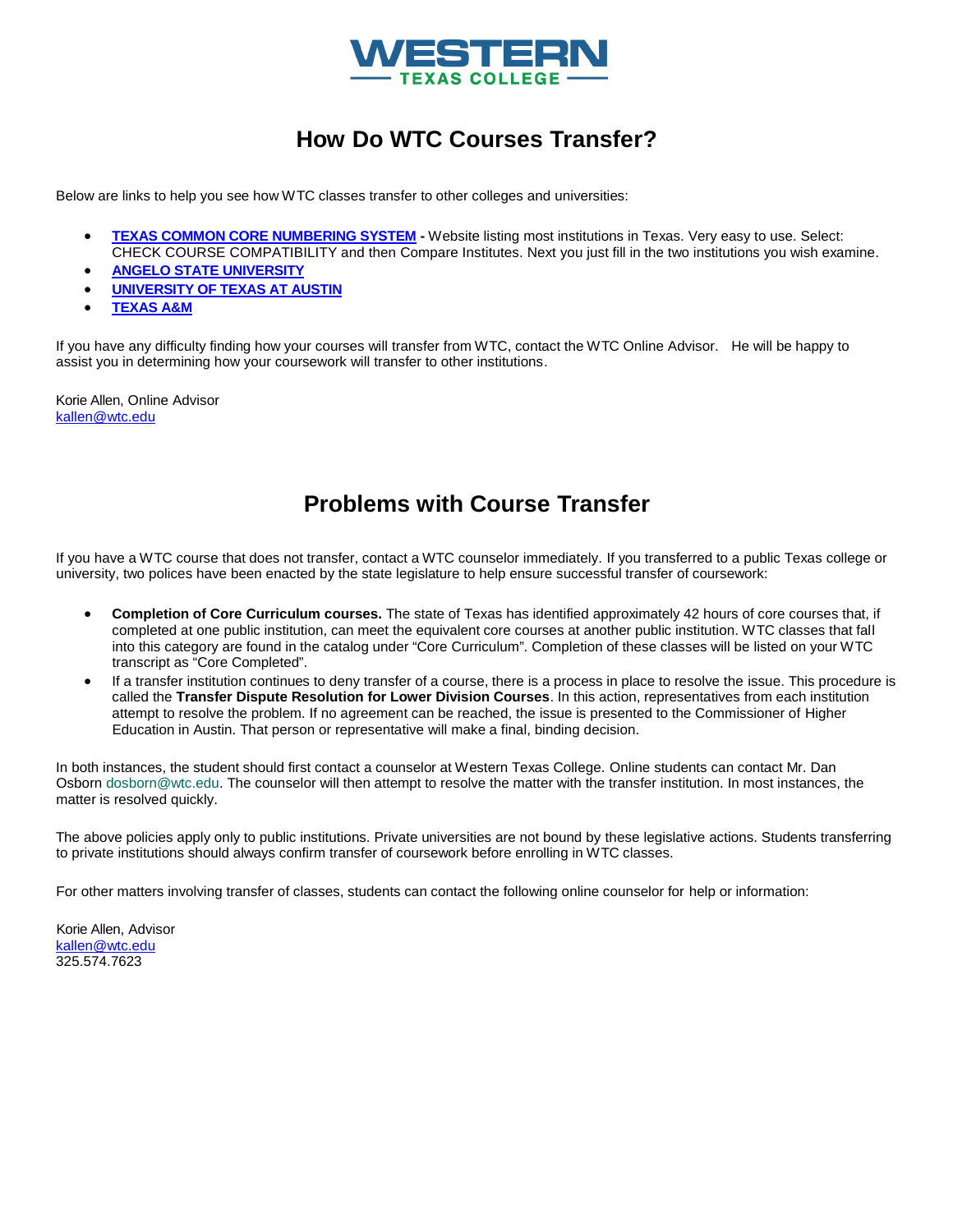WESTERN TEXAS COLLEGE

# How Do WTC Courses Transfer?

Below are links to help you see how WTC classes transfer to other colleges and universities:

- **TEXAS COMMON CORE NUMBERING SYSTEM -** Website listing most institutions in Texas. Very easy to use. Select: CHECK COURSE COMPATIBILITY and then Compare Institutes. Next you just fill in the two institutions you wish examine.
- **ANGELO STATE UNIVERSITY**
- **UNIVERSITY OF TEXAS AT AUSTIN**
- **TEXAS A&M**

If you have any difficulty finding how your courses will transfer from WTC, contact the WTC Online Advisor. He will be happy to assist you in determining how your coursework will transfer to other institutions.

Korie Allen, Online Advisor
kallen@wtc.edu

# Problems with Course Transfer

If you have a WTC course that does not transfer, contact a WTC counselor immediately. If you transferred to a public Texas college or university, two polices have been enacted by the state legislature to help ensure successful transfer of coursework:

- **Completion of Core Curriculum courses.** The state of Texas has identified approximately 42 hours of core courses that, if completed at one public institution, can meet the equivalent core courses at another public institution. WTC classes that fall into this category are found in the catalog under "Core Curriculum". Completion of these classes will be listed on your WTC transcript as "Core Completed".
- If a transfer institution continues to deny transfer of a course, there is a process in place to resolve the issue. This procedure is called the **Transfer Dispute Resolution for Lower Division Courses**. In this action, representatives from each institution attempt to resolve the problem. If no agreement can be reached, the issue is presented to the Commissioner of Higher Education in Austin. That person or representative will make a final, binding decision.

In both instances, the student should first contact a counselor at Western Texas College. Online students can contact Mr. Dan Osborn dosborn@wtc.edu. The counselor will then attempt to resolve the matter with the transfer institution. In most instances, the matter is resolved quickly.

The above policies apply only to public institutions. Private universities are not bound by these legislative actions. Students transferring to private institutions should always confirm transfer of coursework before enrolling in WTC classes.

For other matters involving transfer of classes, students can contact the following online counselor for help or information:

Korie Allen, Advisor
kallen@wtc.edu
325.574.7623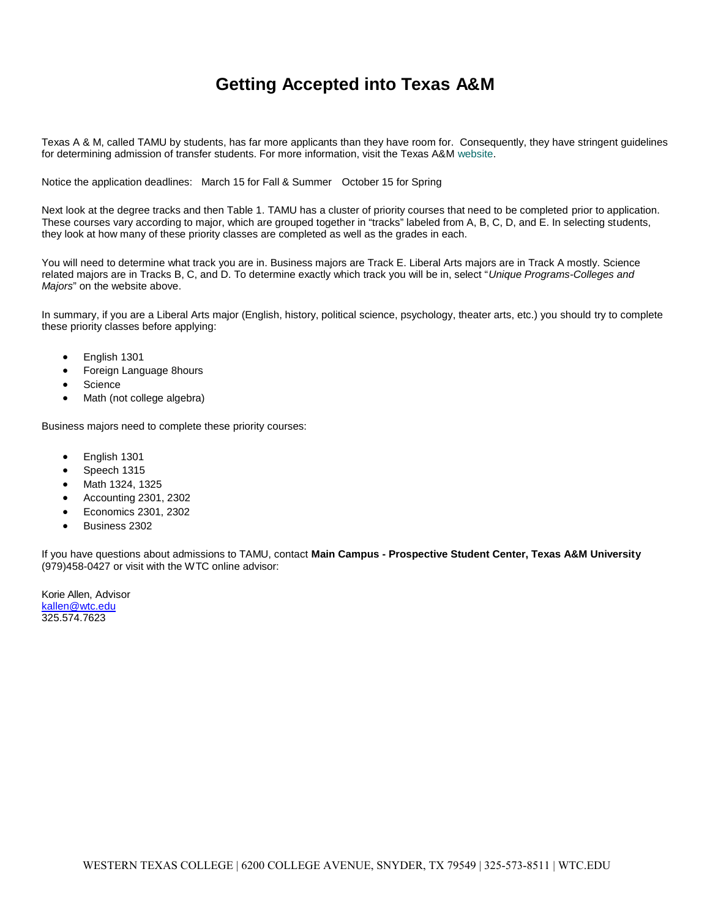# Getting Accepted into Texas A&M

Texas A & M, called TAMU by students, has far more applicants than they have room for. Consequently, they have stringent guidelines for determining admission of transfer students. For more information, visit the Texas A&M website.

Notice the application deadlines: March 15 for Fall & Summer October 15 for Spring

Next look at the degree tracks and then Table 1. TAMU has a cluster of priority courses that need to be completed prior to application. These courses vary according to major, which are grouped together in "tracks" labeled from A, B, C, D, and E. In selecting students, they look at how many of these priority classes are completed as well as the grades in each.

You will need to determine what track you are in. Business majors are Track E. Liberal Arts majors are in Track A mostly. Science related majors are in Tracks B, C, and D. To determine exactly which track you will be in, select "*Unique Programs-Colleges and Majors*" on the website above.

In summary, if you are a Liberal Arts major (English, history, political science, psychology, theater arts, etc.) you should try to complete these priority classes before applying:

- English 1301
- Foreign Language 8hours
- Science
- Math (not college algebra)

Business majors need to complete these priority courses:

- English 1301
- Speech 1315
- Math 1324, 1325
- Accounting 2301, 2302
- Economics 2301, 2302
- Business 2302

If you have questions about admissions to TAMU, contact **Main Campus - Prospective Student Center, Texas A&M University** (979)458-0427 or visit with the WTC online advisor:

Korie Allen, Advisor
kallen@wtc.edu
325.574.7623